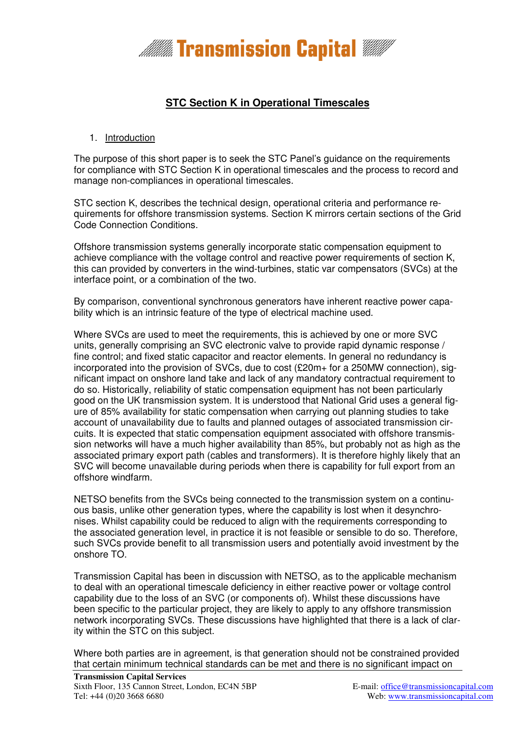# Transmission Capital

## STC Section K in Operational Timescales

1. Introduction

The purpose of this short paper is to seek the STC Panel's guidance on the requirements for compliance with STC Section K in operational timescales and the process to record and manage non-compliances in operational timescales.

STC section K, describes the technical design, operational criteria and performance requirements for offshore transmission systems. Section K mirrors certain sections of the Grid Code Connection Conditions.

Offshore transmission systems generally incorporate static compensation equipment to achieve compliance with the voltage control and reactive power requirements of section K, this can provided by converters in the wind-turbines, static var compensators (SVCs) at the interface point, or a combination of the two.

By comparison, conventional synchronous generators have inherent reactive power capability which is an intrinsic feature of the type of electrical machine used.

Where SVCs are used to meet the requirements, this is achieved by one or more SVC units, generally comprising an SVC electronic valve to provide rapid dynamic response / fine control; and fixed static capacitor and reactor elements. In general no redundancy is incorporated into the provision of SVCs, due to cost (£20m+ for a 250MW connection), significant impact on onshore land take and lack of any mandatory contractual requirement to do so. Historically, reliability of static compensation equipment has not been particularly good on the UK transmission system. It is understood that National Grid uses a general figure of 85% availability for static compensation when carrying out planning studies to take account of unavailability due to faults and planned outages of associated transmission circuits. It is expected that static compensation equipment associated with offshore transmission networks will have a much higher availability than 85%, but probably not as high as the associated primary export path (cables and transformers). It is therefore highly likely that an SVC will become unavailable during periods when there is capability for full export from an offshore windfarm.

NETSO benefits from the SVCs being connected to the transmission system on a continuous basis, unlike other generation types, where the capability is lost when it desynchronises. Whilst capability could be reduced to align with the requirements corresponding to the associated generation level, in practice it is not feasible or sensible to do so. Therefore, such SVCs provide benefit to all transmission users and potentially avoid investment by the onshore TO.

Transmission Capital has been in discussion with NETSO, as to the applicable mechanism to deal with an operational timescale deficiency in either reactive power or voltage control capability due to the loss of an SVC (or components of). Whilst these discussions have been specific to the particular project, they are likely to apply to any offshore transmission network incorporating SVCs. These discussions have highlighted that there is a lack of clarity within the STC on this subject.

Where both parties are in agreement, is that generation should not be constrained provided that certain minimum technical standards can be met and there is no significant impact on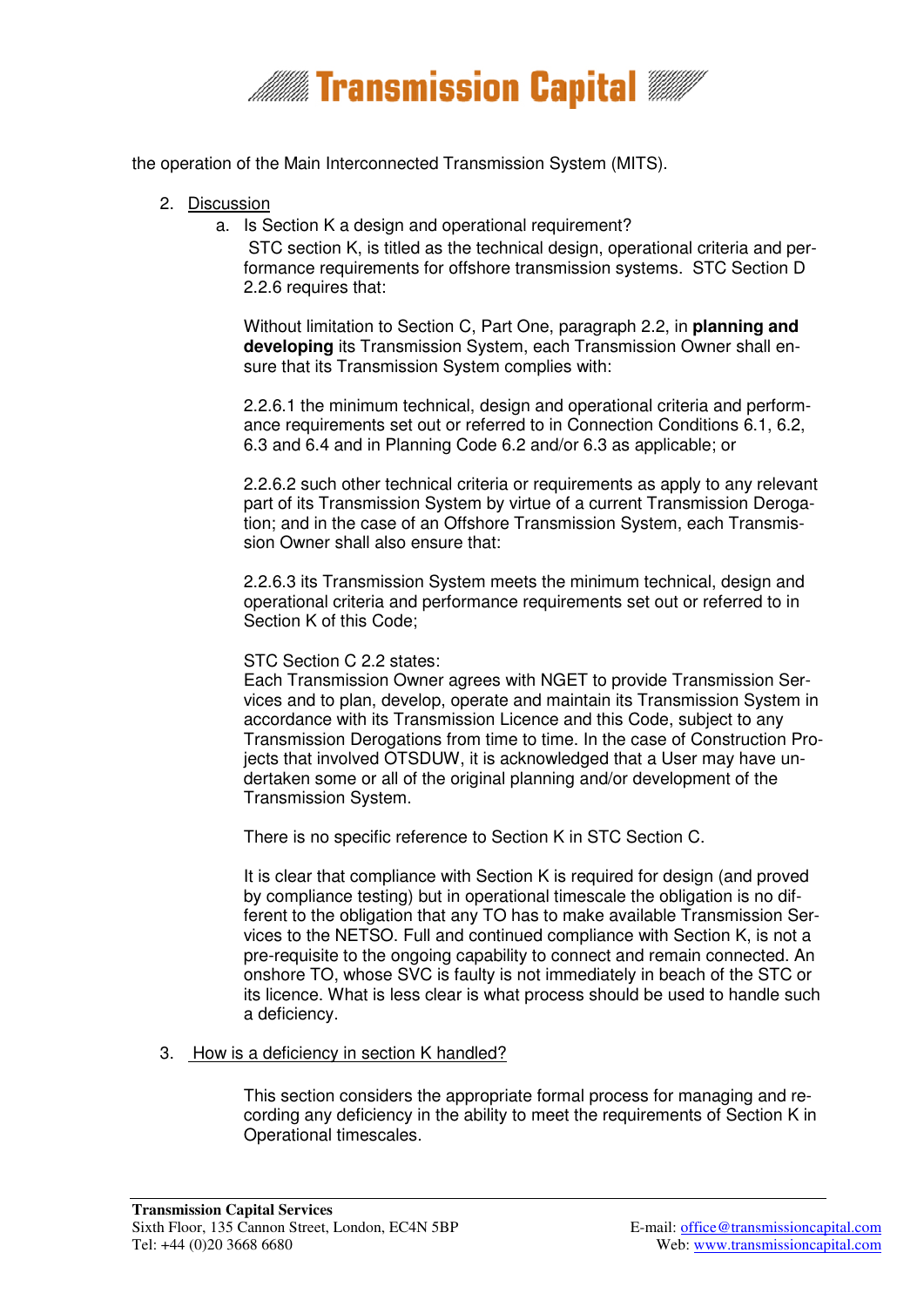the operation of the Main Interconnected Transmission System (MITS).

2. Discussion
   a. Is Section K a design and operational requirement?

      STC section K, is titled as the technical design, operational criteria and performance requirements for offshore transmission systems. STC Section D 2.2.6 requires that:

      Without limitation to Section C, Part One, paragraph 2.2, in **planning and developing** its Transmission System, each Transmission Owner shall ensure that its Transmission System complies with:

      2.2.6.1 the minimum technical, design and operational criteria and performance requirements set out or referred to in Connection Conditions 6.1, 6.2, 6.3 and 6.4 and in Planning Code 6.2 and/or 6.3 as applicable; or

      2.2.6.2 such other technical criteria or requirements as apply to any relevant part of its Transmission System by virtue of a current Transmission Derogation; and in the case of an Offshore Transmission System, each Transmission Owner shall also ensure that:

      2.2.6.3 its Transmission System meets the minimum technical, design and operational criteria and performance requirements set out or referred to in Section K of this Code;

      STC Section C 2.2 states:
      Each Transmission Owner agrees with NGET to provide Transmission Services and to plan, develop, operate and maintain its Transmission System in accordance with its Transmission Licence and this Code, subject to any Transmission Derogations from time to time. In the case of Construction Projects that involved OTSDUW, it is acknowledged that a User may have undertaken some or all of the original planning and/or development of the Transmission System.

      There is no specific reference to Section K in STC Section C.

      It is clear that compliance with Section K is required for design (and proved by compliance testing) but in operational timescale the obligation is no different to the obligation that any TO has to make available Transmission Services to the NETSO. Full and continued compliance with Section K, is not a pre-requisite to the ongoing capability to connect and remain connected. An onshore TO, whose SVC is faulty is not immediately in beach of the STC or its licence. What is less clear is what process should be used to handle such a deficiency.

3. How is a deficiency in section K handled?

   This section considers the appropriate formal process for managing and recording any deficiency in the ability to meet the requirements of Section K in Operational timescales.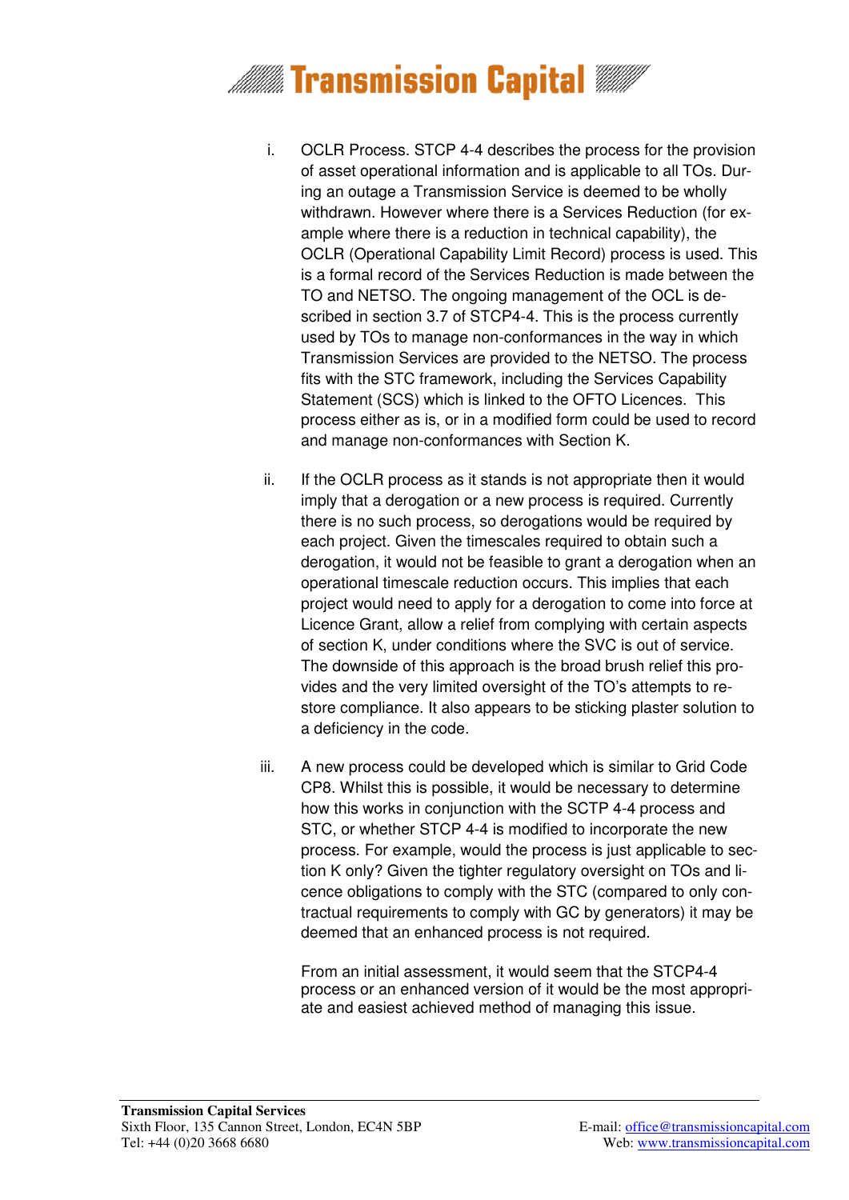i. OCLR Process. STCP 4-4 describes the process for the provision of asset operational information and is applicable to all TOs. During an outage a Transmission Service is deemed to be wholly withdrawn. However where there is a Services Reduction (for example where there is a reduction in technical capability), the OCLR (Operational Capability Limit Record) process is used. This is a formal record of the Services Reduction is made between the TO and NETSO. The ongoing management of the OCL is described in section 3.7 of STCP4-4. This is the process currently used by TOs to manage non-conformances in the way in which Transmission Services are provided to the NETSO. The process fits with the STC framework, including the Services Capability Statement (SCS) which is linked to the OFTO Licences. This process either as is, or in a modified form could be used to record and manage non-conformances with Section K.

ii. If the OCLR process as it stands is not appropriate then it would imply that a derogation or a new process is required. Currently there is no such process, so derogations would be required by each project. Given the timescales required to obtain such a derogation, it would not be feasible to grant a derogation when an operational timescale reduction occurs. This implies that each project would need to apply for a derogation to come into force at Licence Grant, allow a relief from complying with certain aspects of section K, under conditions where the SVC is out of service. The downside of this approach is the broad brush relief this provides and the very limited oversight of the TO's attempts to restore compliance. It also appears to be sticking plaster solution to a deficiency in the code.

iii. A new process could be developed which is similar to Grid Code CP8. Whilst this is possible, it would be necessary to determine how this works in conjunction with the SCTP 4-4 process and STC, or whether STCP 4-4 is modified to incorporate the new process. For example, would the process is just applicable to section K only? Given the tighter regulatory oversight on TOs and licence obligations to comply with the STC (compared to only contractual requirements to comply with GC by generators) it may be deemed that an enhanced process is not required.

From an initial assessment, it would seem that the STCP4-4 process or an enhanced version of it would be the most appropriate and easiest achieved method of managing this issue.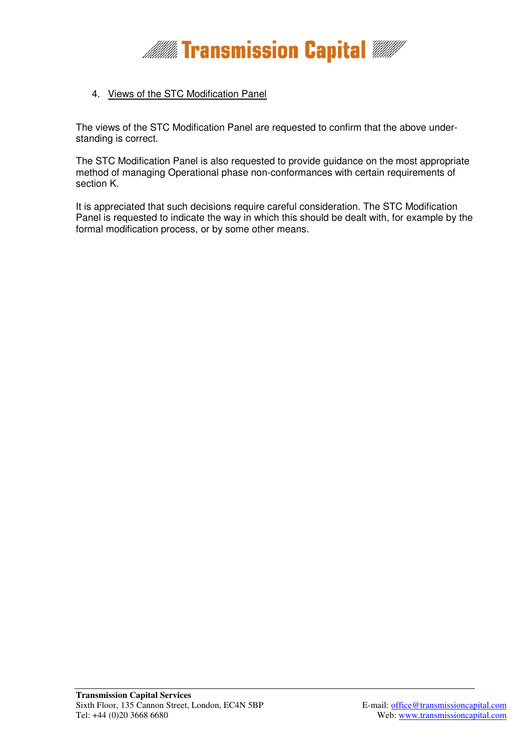## 4. Views of the STC Modification Panel

The views of the STC Modification Panel are requested to confirm that the above understanding is correct.

The STC Modification Panel is also requested to provide guidance on the most appropriate method of managing Operational phase non-conformances with certain requirements of section K.

It is appreciated that such decisions require careful consideration. The STC Modification Panel is requested to indicate the way in which this should be dealt with, for example by the formal modification process, or by some other means.